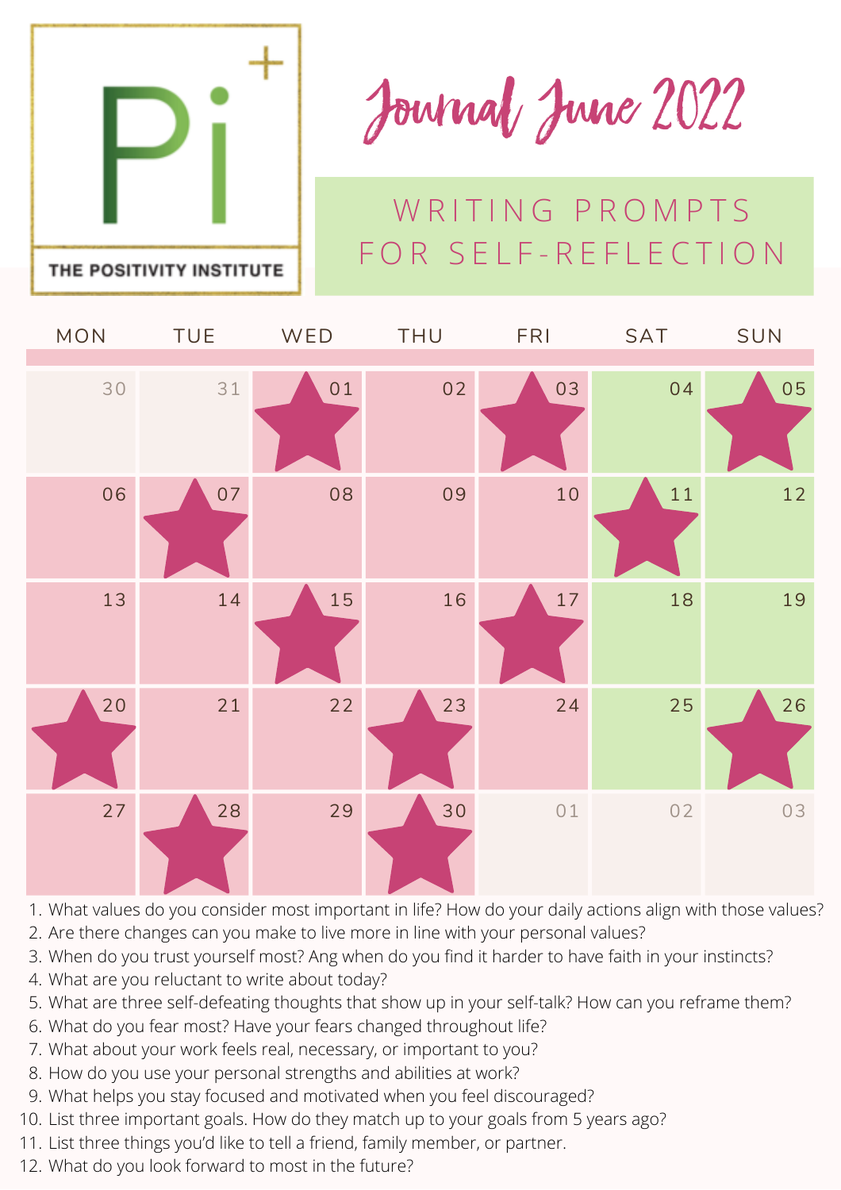THE POSITIVITY INSTITUTE

# Journal June 2022

## WRITING PROMPTS FOR SELF-REFLECTION

| MON | TUE | WED | THU | FRI | SAT | SUN |
|---|---|---|---|---|---|---|
| 30 | 31 | 01 | 02 | 03 | 04 | 05 |
| 06 | 07 | 08 | 09 | 10 | 11 | 12 |
| 13 | 14 | 15 | 16 | 17 | 18 | 19 |
| 20 | 21 | 22 | 23 | 24 | 25 | 26 |
| 27 | 28 | 29 | 30 | 01 | 02 | 03 |

1. What values do you consider most important in life? How do your daily actions align with those values?
2. Are there changes can you make to live more in line with your personal values?
3. When do you trust yourself most? Ang when do you find it harder to have faith in your instincts?
4. What are you reluctant to write about today?
5. What are three self-defeating thoughts that show up in your self-talk? How can you reframe them?
6. What do you fear most? Have your fears changed throughout life?
7. What about your work feels real, necessary, or important to you?
8. How do you use your personal strengths and abilities at work?
9. What helps you stay focused and motivated when you feel discouraged?
10. List three important goals. How do they match up to your goals from 5 years ago?
11. List three things you'd like to tell a friend, family member, or partner.
12. What do you look forward to most in the future?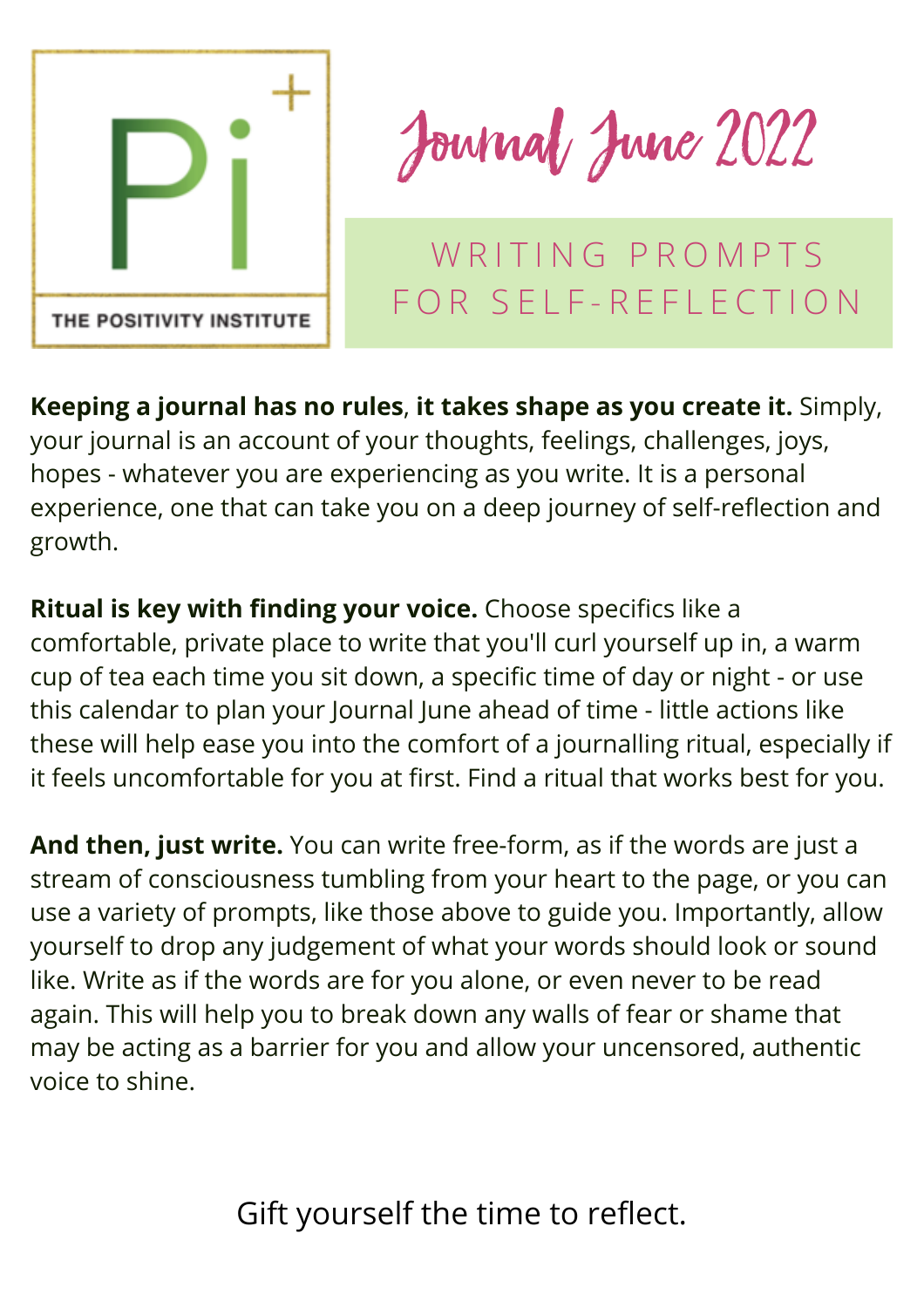Pi+

THE POSITIVITY INSTITUTE

# Journal June 2022

## WRITING PROMPTS FOR SELF-REFLECTION

**Keeping a journal has no rules**, **it takes shape as you create it.** Simply, your journal is an account of your thoughts, feelings, challenges, joys, hopes - whatever you are experiencing as you write. It is a personal experience, one that can take you on a deep journey of self-reflection and growth.

**Ritual is key with finding your voice.** Choose specifics like a comfortable, private place to write that you'll curl yourself up in, a warm cup of tea each time you sit down, a specific time of day or night - or use this calendar to plan your Journal June ahead of time - little actions like these will help ease you into the comfort of a journalling ritual, especially if it feels uncomfortable for you at first. Find a ritual that works best for you.

**And then, just write.** You can write free-form, as if the words are just a stream of consciousness tumbling from your heart to the page, or you can use a variety of prompts, like those above to guide you. Importantly, allow yourself to drop any judgement of what your words should look or sound like. Write as if the words are for you alone, or even never to be read again. This will help you to break down any walls of fear or shame that may be acting as a barrier for you and allow your uncensored, authentic voice to shine.

Gift yourself the time to reflect.